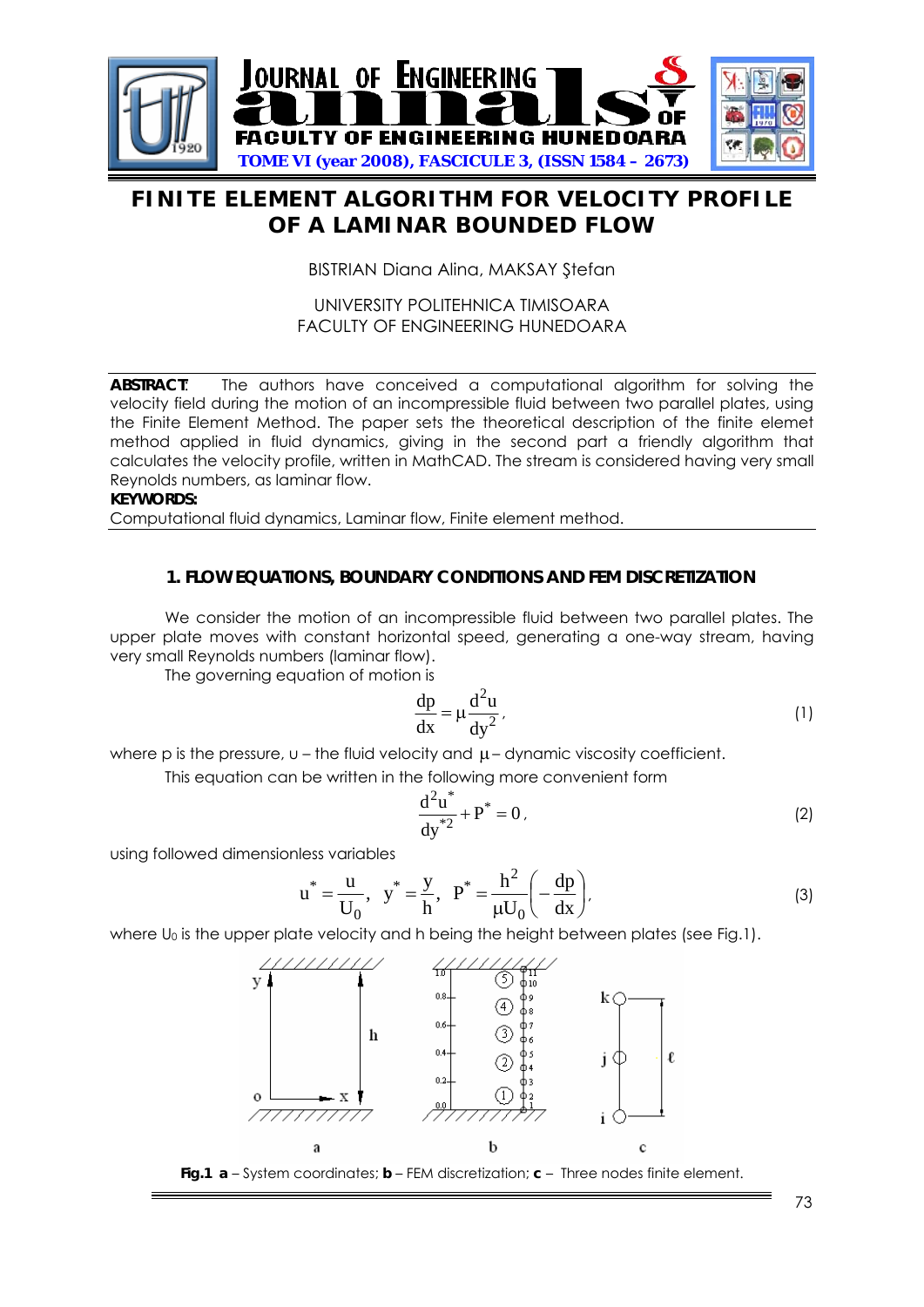# FINITE ELEMENT ALGORITHM FOR VELOCITY PROFILE OF A LAMINAR BOUNDED FLOW

BISTRIAN Diana Alina, MAKSAY Ştefan

UNIVERSITY POLITEHNICA TIMISOARA
FACULTY OF ENGINEERING HUNEDOARA

**ABSTRACT:** The authors have conceived a computational algorithm for solving the velocity field during the motion of an incompressible fluid between two parallel plates, using the Finite Element Method. The paper sets the theoretical description of the finite elemet method applied in fluid dynamics, giving in the second part a friendly algorithm that calculates the velocity profile, written in MathCAD. The stream is considered having very small Reynolds numbers, as laminar flow.

**KEYWORDS:**
Computational fluid dynamics, Laminar flow, Finite element method.

## 1. FLOW EQUATIONS, BOUNDARY CONDITIONS AND FEM DISCRETIZATION

We consider the motion of an incompressible fluid between two parallel plates. The upper plate moves with constant horizontal speed, generating a one-way stream, having very small Reynolds numbers (laminar flow).

The governing equation of motion is

$$\frac{dp}{dx} = \mu \frac{d^2u}{dy^2}, \tag{1}$$

where p is the pressure, u – the fluid velocity and $\mu$ – dynamic viscosity coefficient.

This equation can be written in the following more convenient form

$$\frac{d^2u^*}{dy^{*2}} + P^* = 0, \tag{2}$$

using followed dimensionless variables

$$u^* = \frac{u}{U_0}, \quad y^* = \frac{y}{h}, \quad P^* = \frac{h^2}{\mu U_0}\left(-\frac{dp}{dx}\right), \tag{3}$$

where $U_0$ is the upper plate velocity and h being the height between plates (see Fig.1).

**Fig.1** **a** – System coordinates; **b** – FEM discretization; **c** – Three nodes finite element.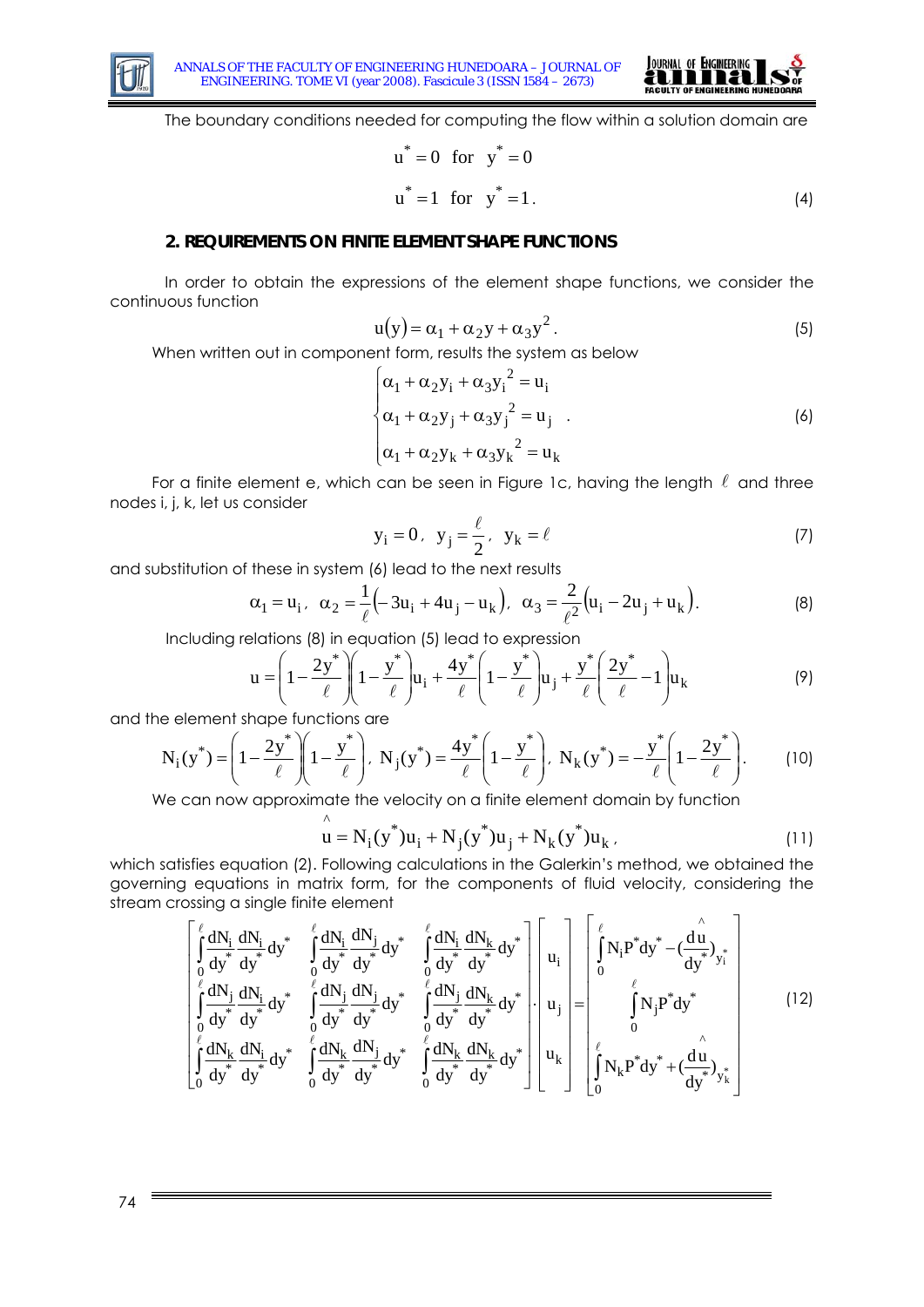The boundary conditions needed for computing the flow within a solution domain are

$$u^* = 0 \;\; \text{for} \;\; y^* = 0$$

$$u^* = 1 \;\; \text{for} \;\; y^* = 1 . \tag{4}$$

## 2. REQUIREMENTS ON FINITE ELEMENT SHAPE FUNCTIONS

In order to obtain the expressions of the element shape functions, we consider the continuous function

$$u(y) = \alpha_1 + \alpha_2 y + \alpha_3 y^2 . \tag{5}$$

When written out in component form, results the system as below

$$\begin{cases} \alpha_1 + \alpha_2 y_i + \alpha_3 {y_i}^2 = u_i \\ \alpha_1 + \alpha_2 y_j + \alpha_3 {y_j}^2 = u_j \\ \alpha_1 + \alpha_2 y_k + \alpha_3 {y_k}^2 = u_k \end{cases} . \tag{6}$$

For a finite element e, which can be seen in Figure 1c, having the length $\ell$ and three nodes i, j, k, let us consider

$$y_i = 0 , \;\; y_j = \frac{\ell}{2} , \;\; y_k = \ell \tag{7}$$

and substitution of these in system (6) lead to the next results

$$\alpha_1 = u_i , \;\; \alpha_2 = \frac{1}{\ell}\left(-3u_i + 4u_j - u_k\right), \;\; \alpha_3 = \frac{2}{\ell^2}\left(u_i - 2u_j + u_k\right). \tag{8}$$

Including relations (8) in equation (5) lead to expression

$$u = \left(1 - \frac{2y^*}{\ell}\right)\left(1 - \frac{y^*}{\ell}\right)u_i + \frac{4y^*}{\ell}\left(1 - \frac{y^*}{\ell}\right)u_j + \frac{y^*}{\ell}\left(\frac{2y^*}{\ell} - 1\right)u_k \tag{9}$$

and the element shape functions are

$$N_i(y^*) = \left(1 - \frac{2y^*}{\ell}\right)\left(1 - \frac{y^*}{\ell}\right), \;\; N_j(y^*) = \frac{4y^*}{\ell}\left(1 - \frac{y^*}{\ell}\right), \;\; N_k(y^*) = -\frac{y^*}{\ell}\left(1 - \frac{2y^*}{\ell}\right). \tag{10}$$

We can now approximate the velocity on a finite element domain by function

$$\hat{u} = N_i(y^*)u_i + N_j(y^*)u_j + N_k(y^*)u_k , \tag{11}$$

which satisfies equation (2). Following calculations in the Galerkin's method, we obtained the governing equations in matrix form, for the components of fluid velocity, considering the stream crossing a single finite element

$$\begin{bmatrix} \int_0^\ell \frac{dN_i}{dy^*}\frac{dN_i}{dy^*}dy^* & \int_0^\ell \frac{dN_i}{dy^*}\frac{dN_j}{dy^*}dy^* & \int_0^\ell \frac{dN_i}{dy^*}\frac{dN_k}{dy^*}dy^* \\ \int_0^\ell \frac{dN_j}{dy^*}\frac{dN_i}{dy^*}dy^* & \int_0^\ell \frac{dN_j}{dy^*}\frac{dN_j}{dy^*}dy^* & \int_0^\ell \frac{dN_j}{dy^*}\frac{dN_k}{dy^*}dy^* \\ \int_0^\ell \frac{dN_k}{dy^*}\frac{dN_i}{dy^*}dy^* & \int_0^\ell \frac{dN_k}{dy^*}\frac{dN_j}{dy^*}dy^* & \int_0^\ell \frac{dN_k}{dy^*}\frac{dN_k}{dy^*}dy^* \end{bmatrix} \cdot \begin{bmatrix} u_i \\ u_j \\ u_k \end{bmatrix} = \begin{bmatrix} \int_0^\ell N_i P^* dy^* - \left(\frac{d\hat{u}}{dy^*}\right)_{y_i^*} \\ \int_0^\ell N_j P^* dy^* \\ \int_0^\ell N_k P^* dy^* + \left(\frac{d\hat{u}}{dy^*}\right)_{y_k^*} \end{bmatrix} \tag{12}$$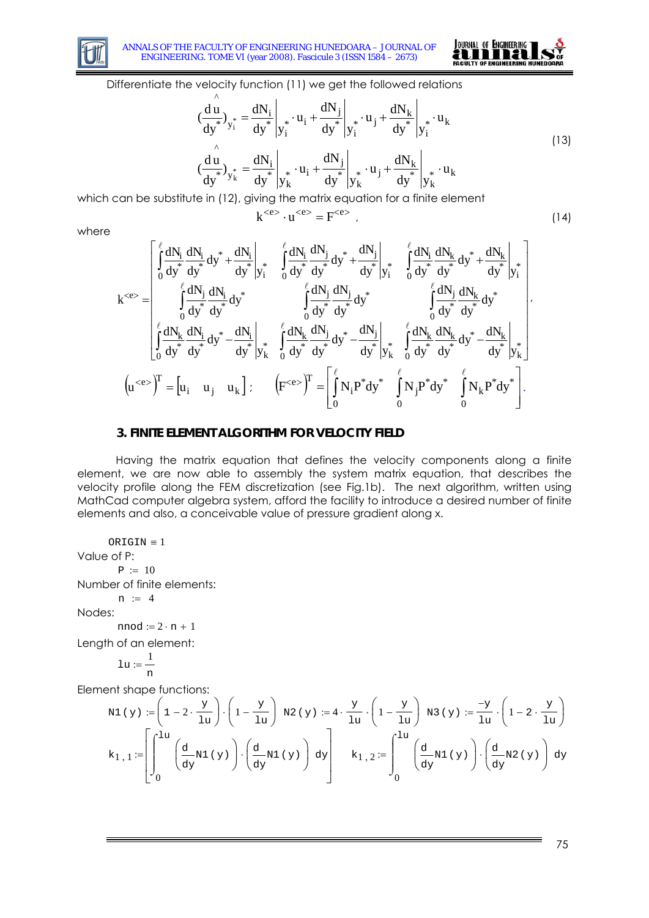Differentiate the velocity function (11) we get the followed relations

$$
\begin{aligned}
\left(\frac{d\hat{u}}{dy^*}\right)_{y_i^*} &= \left.\frac{dN_i}{dy^*}\right|_{y_i^*} \cdot u_i + \left.\frac{dN_j}{dy^*}\right|_{y_i^*} \cdot u_j + \left.\frac{dN_k}{dy^*}\right|_{y_i^*} \cdot u_k \\
\left(\frac{d\hat{u}}{dy^*}\right)_{y_k^*} &= \left.\frac{dN_i}{dy^*}\right|_{y_k^*} \cdot u_i + \left.\frac{dN_j}{dy^*}\right|_{y_k^*} \cdot u_j + \left.\frac{dN_k}{dy^*}\right|_{y_k^*} \cdot u_k
\end{aligned}
\tag{13}
$$

which can be substitute in (12), giving the matrix equation for a finite element

$$
k^{<e>} \cdot u^{<e>} = F^{<e>} , \tag{14}
$$

where

$$
k^{<e>} = \begin{bmatrix}
\int_0^\ell \frac{dN_i}{dy^*}\frac{dN_i}{dy^*}dy^* + \left.\frac{dN_i}{dy^*}\right|_{y_i^*} & \int_0^\ell \frac{dN_i}{dy^*}\frac{dN_j}{dy^*}dy^* + \left.\frac{dN_j}{dy^*}\right|_{y_i^*} & \int_0^\ell \frac{dN_i}{dy^*}\frac{dN_k}{dy^*}dy^* + \left.\frac{dN_k}{dy^*}\right|_{y_i^*} \\
\int_0^\ell \frac{dN_j}{dy^*}\frac{dN_i}{dy^*}dy^* & \int_0^\ell \frac{dN_j}{dy^*}\frac{dN_j}{dy^*}dy^* & \int_0^\ell \frac{dN_j}{dy^*}\frac{dN_k}{dy^*}dy^* \\
\int_0^\ell \frac{dN_k}{dy^*}\frac{dN_i}{dy^*}dy^* - \left.\frac{dN_i}{dy^*}\right|_{y_k^*} & \int_0^\ell \frac{dN_k}{dy^*}\frac{dN_j}{dy^*}dy^* - \left.\frac{dN_j}{dy^*}\right|_{y_k^*} & \int_0^\ell \frac{dN_k}{dy^*}\frac{dN_k}{dy^*}dy^* - \left.\frac{dN_k}{dy^*}\right|_{y_k^*}
\end{bmatrix},
$$

$$
\left(u^{<e>}\right)^T = \begin{bmatrix} u_i & u_j & u_k \end{bmatrix}; \qquad \left(F^{<e>}\right)^T = \begin{bmatrix} \int_0^\ell N_i P^* dy^* & \int_0^\ell N_j P^* dy^* & \int_0^\ell N_k P^* dy^* \end{bmatrix}.
$$

### 3. FINITE ELEMENT ALGORITHM FOR VELOCITY FIELD

Having the matrix equation that defines the velocity components along a finite element, we are now able to assembly the system matrix equation, that describes the velocity profile along the FEM discretization (see Fig.1b). The next algorithm, written using MathCad computer algebra system, afford the facility to introduce a desired number of finite elements and also, a conceivable value of pressure gradient along x.

$\mathrm{ORIGIN} \equiv 1$

Value of P:

$P := 10$

Number of finite elements:

$n := 4$

Nodes:

$\mathrm{nnod} := 2 \cdot n + 1$

Length of an element:

$\mathrm{lu} := \frac{1}{n}$

Element shape functions:

$$
N1(y) := \left(1 - 2 \cdot \frac{y}{lu}\right) \cdot \left(1 - \frac{y}{lu}\right) \quad N2(y) := 4 \cdot \frac{y}{lu} \cdot \left(1 - \frac{y}{lu}\right) \quad N3(y) := \frac{-y}{lu} \cdot \left(1 - 2 \cdot \frac{y}{lu}\right)
$$

$$
k_{1,1} := \left[\int_0^{lu} \left(\frac{d}{dy}N1(y)\right) \cdot \left(\frac{d}{dy}N1(y)\right) dy\right] \qquad k_{1,2} := \int_0^{lu} \left(\frac{d}{dy}N1(y)\right) \cdot \left(\frac{d}{dy}N2(y)\right) dy
$$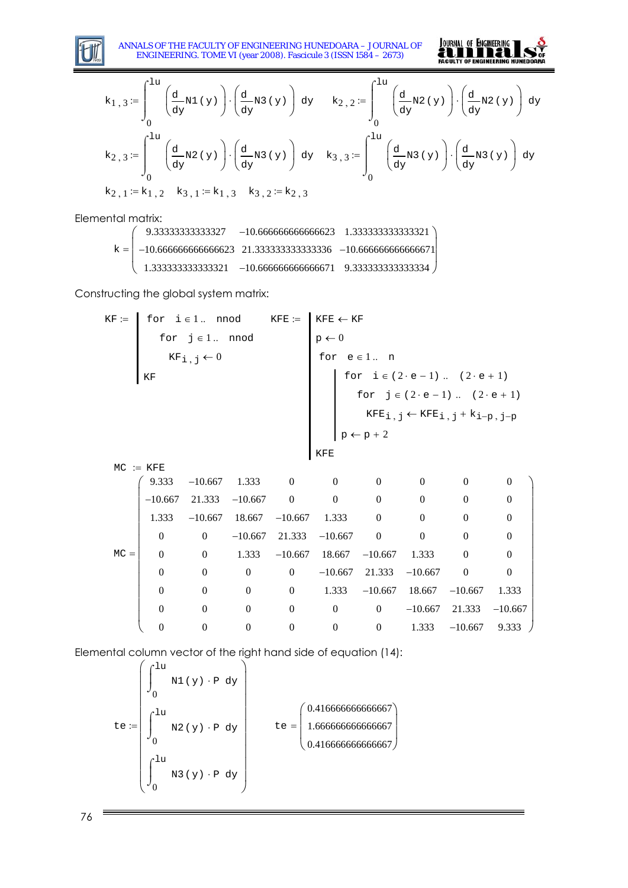$$k_{1,3} := \int_0^{lu} \left(\frac{d}{dy}N1(y)\right)\cdot\left(\frac{d}{dy}N3(y)\right) dy \qquad k_{2,2} := \int_0^{lu} \left(\frac{d}{dy}N2(y)\right)\cdot\left(\frac{d}{dy}N2(y)\right) dy$$

$$k_{2,3} := \int_0^{lu} \left(\frac{d}{dy}N2(y)\right)\cdot\left(\frac{d}{dy}N3(y)\right) dy \qquad k_{3,3} := \int_0^{lu} \left(\frac{d}{dy}N3(y)\right)\cdot\left(\frac{d}{dy}N3(y)\right) dy$$

$$k_{2,1} := k_{1,2} \quad k_{3,1} := k_{1,3} \quad k_{3,2} := k_{2,3}$$

Elemental matrix:

$$k = \begin{pmatrix} 9.33333333333327 & -10.666666666666623 & 1.333333333333321 \\ -10.666666666666623 & 21.333333333333336 & -10.666666666666671 \\ 1.333333333333321 & -10.666666666666671 & 9.333333333333334 \end{pmatrix}$$

Constructing the global system matrix:

```
KF :=  | for i ∈ 1 .. nnod
       |   for j ∈ 1 .. nnod
       |     KF_{i,j} ← 0
       | KF

KFE := | KFE ← KF
       | p ← 0
       | for e ∈ 1 .. n
       |   | for i ∈ (2·e − 1) .. (2·e + 1)
       |   |   for j ∈ (2·e − 1) .. (2·e + 1)
       |   |     KFE_{i,j} ← KFE_{i,j} + k_{i−p,j−p}
       |   | p ← p + 2
       | KFE
```

$$MC := KFE$$

$$MC = \begin{pmatrix} 9.333 & -10.667 & 1.333 & 0 & 0 & 0 & 0 & 0 & 0 \\ -10.667 & 21.333 & -10.667 & 0 & 0 & 0 & 0 & 0 & 0 \\ 1.333 & -10.667 & 18.667 & -10.667 & 1.333 & 0 & 0 & 0 & 0 \\ 0 & 0 & -10.667 & 21.333 & -10.667 & 0 & 0 & 0 & 0 \\ 0 & 0 & 1.333 & -10.667 & 18.667 & -10.667 & 1.333 & 0 & 0 \\ 0 & 0 & 0 & 0 & -10.667 & 21.333 & -10.667 & 0 & 0 \\ 0 & 0 & 0 & 0 & 1.333 & -10.667 & 18.667 & -10.667 & 1.333 \\ 0 & 0 & 0 & 0 & 0 & 0 & -10.667 & 21.333 & -10.667 \\ 0 & 0 & 0 & 0 & 0 & 0 & 1.333 & -10.667 & 9.333 \end{pmatrix}$$

Elemental column vector of the right hand side of equation (14):

$$te := \begin{pmatrix} \int_0^{lu} N1(y)\cdot P \, dy \\ \int_0^{lu} N2(y)\cdot P \, dy \\ \int_0^{lu} N3(y)\cdot P \, dy \end{pmatrix} \qquad te = \begin{pmatrix} 0.416666666666667 \\ 1.666666666666667 \\ 0.416666666666667 \end{pmatrix}$$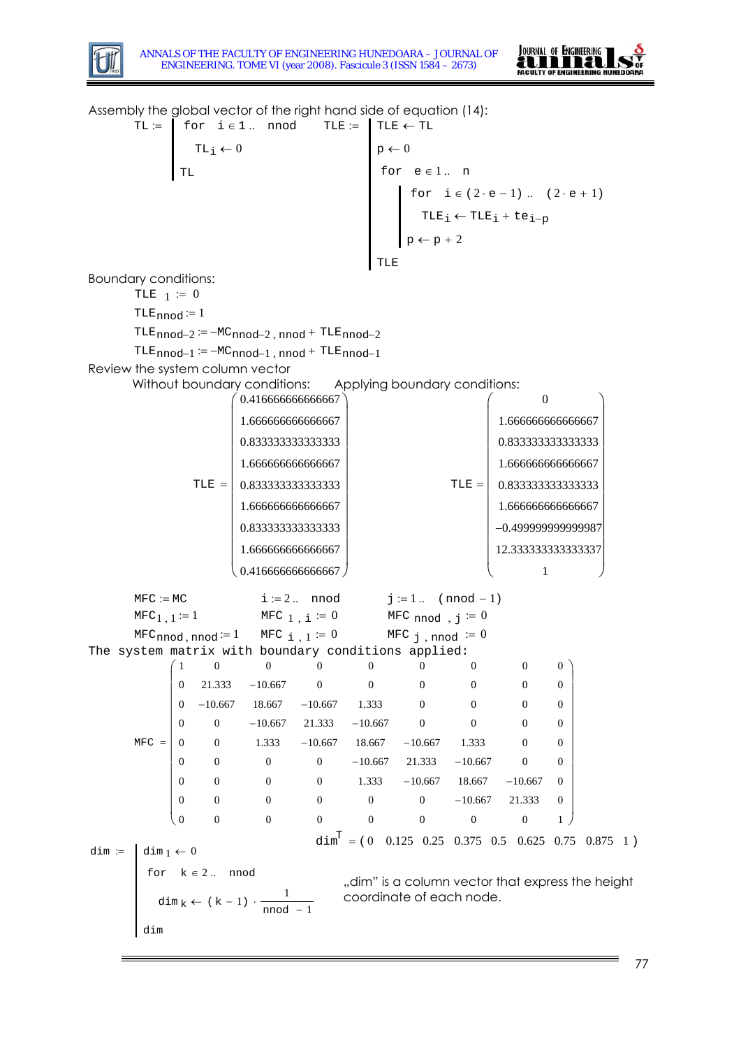Assembly the global vector of the right hand side of equation (14):

$$TL := \left| \begin{array}{l} \text{for } i \in 1..\ nnod \\ \quad TL_i \leftarrow 0 \\ TL \end{array} \right. \qquad TLE := \left| \begin{array}{l} TLE \leftarrow TL \\ p \leftarrow 0 \\ \text{for } e \in 1..\ n \\ \quad \left| \begin{array}{l} \text{for } i \in (2 \cdot e - 1)..\ (2 \cdot e + 1) \\ \quad TLE_i \leftarrow TLE_i + te_{i-p} \\ p \leftarrow p + 2 \end{array} \right. \\ TLE \end{array} \right.$$

Boundary conditions:

$$TLE_1 := 0$$

$$TLE_{nnod} := 1$$

$$TLE_{nnod-2} := -MC_{nnod-2,\,nnod} + TLE_{nnod-2}$$

$$TLE_{nnod-1} := -MC_{nnod-1,\,nnod} + TLE_{nnod-1}$$

Review the system column vector

Without boundary conditions: Applying boundary conditions:

$$TLE = \begin{pmatrix} 0.416666666666667 \\ 1.666666666666667 \\ 0.833333333333333 \\ 1.666666666666667 \\ 0.833333333333333 \\ 1.666666666666667 \\ 0.833333333333333 \\ 1.666666666666667 \\ 0.416666666666667 \end{pmatrix} \qquad TLE = \begin{pmatrix} 0 \\ 1.666666666666667 \\ 0.833333333333333 \\ 1.666666666666667 \\ 0.833333333333333 \\ 1.666666666666667 \\ -0.499999999999987 \\ 12.333333333333337 \\ 1 \end{pmatrix}$$

$$MFC := MC \qquad i := 2..\ nnod \qquad j := 1..\ (nnod - 1)$$

$$MFC_{1,1} := 1 \qquad MFC_{1,i} := 0 \qquad MFC_{nnod,j} := 0$$

$$MFC_{nnod,nnod} := 1 \qquad MFC_{i,1} := 0 \qquad MFC_{j,nnod} := 0$$

The system matrix with boundary conditions applied:

$$MFC = \begin{pmatrix} 1 & 0 & 0 & 0 & 0 & 0 & 0 & 0 & 0 \\ 0 & 21.333 & -10.667 & 0 & 0 & 0 & 0 & 0 & 0 \\ 0 & -10.667 & 18.667 & -10.667 & 1.333 & 0 & 0 & 0 & 0 \\ 0 & 0 & -10.667 & 21.333 & -10.667 & 0 & 0 & 0 & 0 \\ 0 & 0 & 1.333 & -10.667 & 18.667 & -10.667 & 1.333 & 0 & 0 \\ 0 & 0 & 0 & 0 & -10.667 & 21.333 & -10.667 & 0 & 0 \\ 0 & 0 & 0 & 0 & 1.333 & -10.667 & 18.667 & -10.667 & 0 \\ 0 & 0 & 0 & 0 & 0 & 0 & -10.667 & 21.333 & 0 \\ 0 & 0 & 0 & 0 & 0 & 0 & 0 & 0 & 1 \end{pmatrix}$$

$$dim^T = (0 \quad 0.125 \quad 0.25 \quad 0.375 \quad 0.5 \quad 0.625 \quad 0.75 \quad 0.875 \quad 1)$$

$$dim := \left| \begin{array}{l} dim_1 \leftarrow 0 \\ \text{for } k \in 2..\ nnod \\ \quad dim_k \leftarrow (k-1) \cdot \dfrac{1}{nnod - 1} \\ dim \end{array} \right.$$

„dim" is a column vector that express the height coordinate of each node.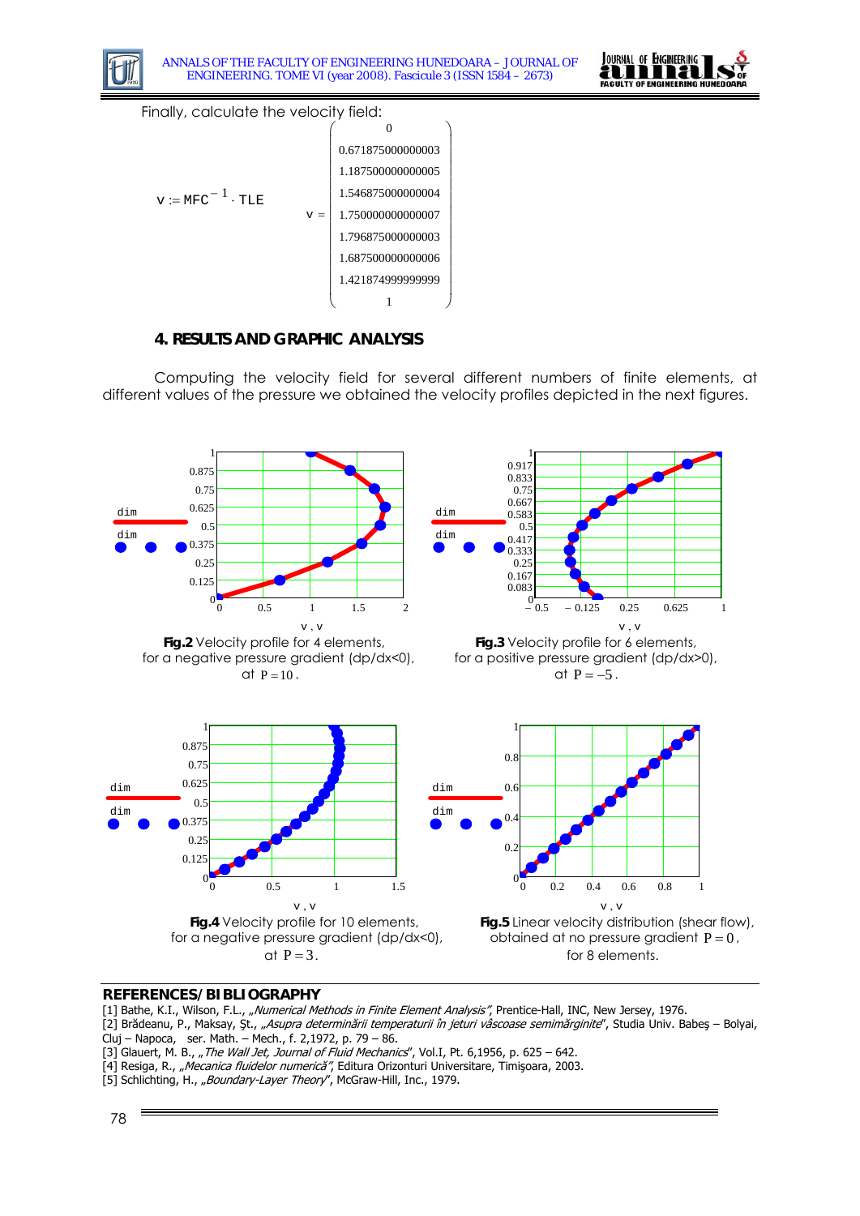Finally, calculate the velocity field:

$$v := MFC^{-1} \cdot TLE \qquad v = \begin{pmatrix} 0 \\ 0.671875000000003 \\ 1.187500000000005 \\ 1.546875000000004 \\ 1.750000000000007 \\ 1.796875000000003 \\ 1.687500000000006 \\ 1.421874999999999 \\ 1 \end{pmatrix}$$

## 4. RESULTS AND GRAPHIC ANALYSIS

Computing the velocity field for several different numbers of finite elements, at different values of the pressure we obtained the velocity profiles depicted in the next figures.

dim
dim
1
0.875
0.75
0.625
0.5
0.375
0.25
0.125
0
0
0.5
1
1.5
2
v , v

**Fig.2** Velocity profile for 4 elements, for a negative pressure gradient (dp/dx<0), at $P = 10$.

dim
dim
1
0.917
0.833
0.75
0.667
0.583
0.5
0.417
0.333
0.25
0.167
0.083
0
− 0.5
− 0.125
0.25
0.625
1
v , v

**Fig.3** Velocity profile for 6 elements, for a positive pressure gradient (dp/dx>0), at $P = -5$.

dim
dim
1
0.875
0.75
0.625
0.5
0.375
0.25
0.125
0
0
0.5
1
1.5
v , v

**Fig.4** Velocity profile for 10 elements, for a negative pressure gradient (dp/dx<0), at $P = 3$.

dim
dim
1
0.8
0.6
0.4
0.2
0
0
0.2
0.4
0.6
0.8
1
v , v

**Fig.5** Linear velocity distribution (shear flow), obtained at no pressure gradient $P = 0$, for 8 elements.

## REFERENCES/BIBLIOGRAPHY

[1] Bathe, K.I., Wilson, F.L., *„Numerical Methods in Finite Element Analysis"*, Prentice-Hall, INC, New Jersey, 1976.
[2] Brădeanu, P., Maksay, Şt., *„Asupra determinării temperaturii în jeturi vâscoase semimărginite"*, Studia Univ. Babeş – Bolyai, Cluj – Napoca, ser. Math. – Mech., f. 2,1972, p. 79 – 86.
[3] Glauert, M. B., *„The Wall Jet, Journal of Fluid Mechanics"*, Vol.I, Pt. 6,1956, p. 625 – 642.
[4] Resiga, R., *„Mecanica fluidelor numerică"*, Editura Orizonturi Universitare, Timişoara, 2003.
[5] Schlichting, H., *„Boundary-Layer Theory"*, McGraw-Hill, Inc., 1979.